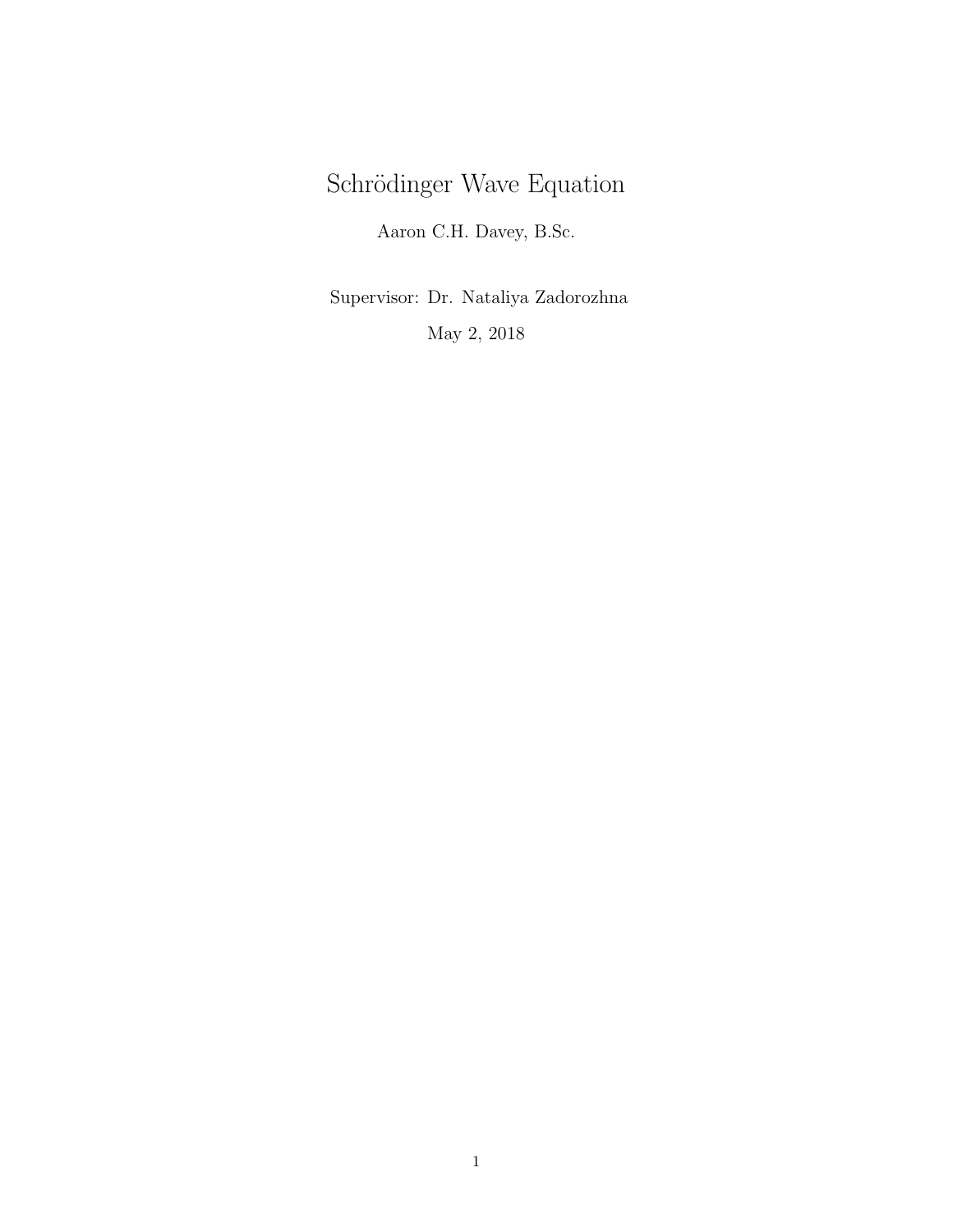# Schrödinger Wave Equation

Aaron C.H. Davey, B.Sc.

Supervisor: Dr. Nataliya Zadorozhna

May 2, 2018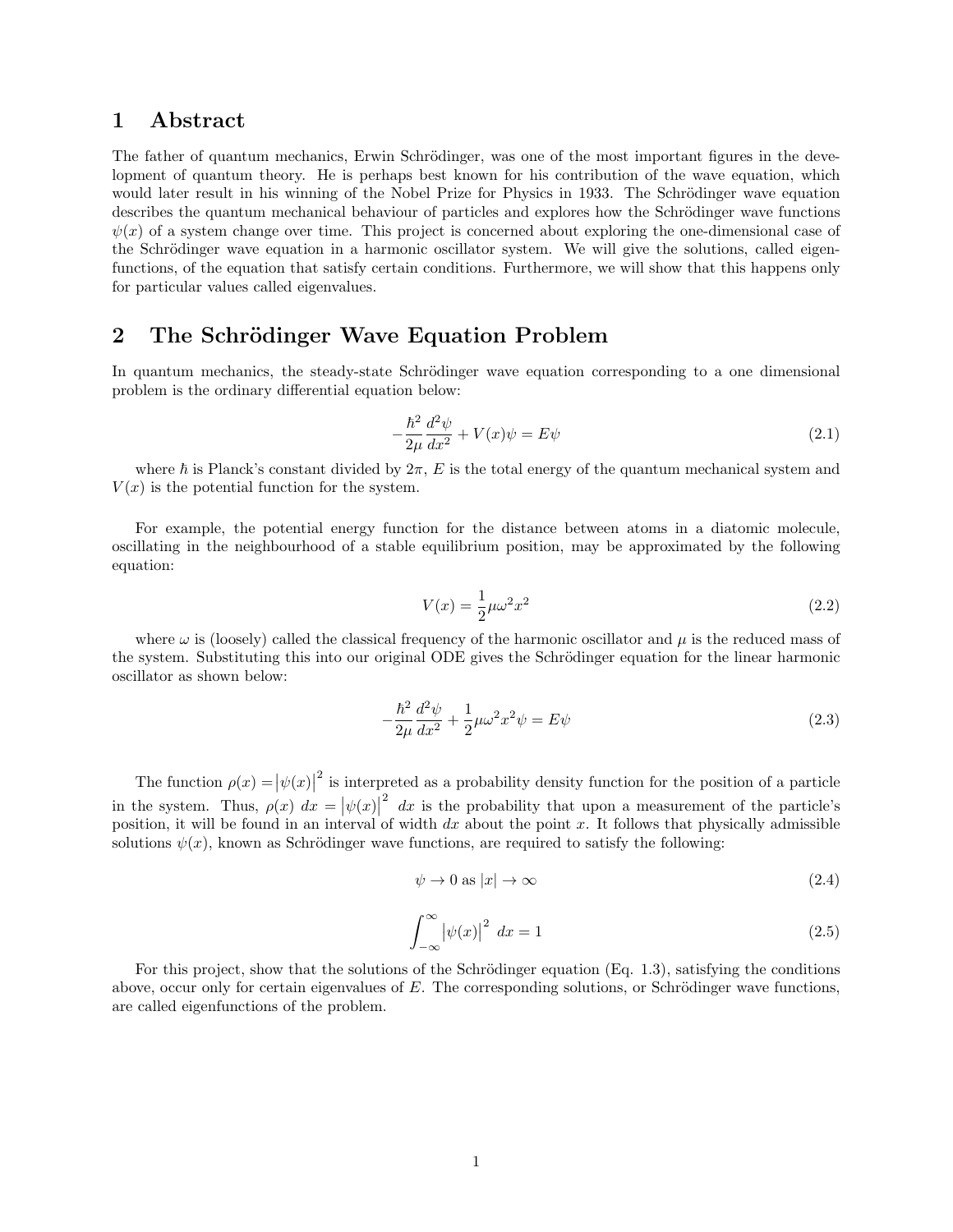# 1 Abstract

The father of quantum mechanics, Erwin Schrödinger, was one of the most important figures in the development of quantum theory. He is perhaps best known for his contribution of the wave equation, which would later result in his winning of the Nobel Prize for Physics in 1933. The Schrödinger wave equation describes the quantum mechanical behaviour of particles and explores how the Schrödinger wave functions $\psi(x)$ of a system change over time. This project is concerned about exploring the one-dimensional case of the Schrödinger wave equation in a harmonic oscillator system. We will give the solutions, called eigenfunctions, of the equation that satisfy certain conditions. Furthermore, we will show that this happens only for particular values called eigenvalues.

# 2 The Schrödinger Wave Equation Problem

In quantum mechanics, the steady-state Schrödinger wave equation corresponding to a one dimensional problem is the ordinary differential equation below:

$$-\frac{\hbar^2}{2\mu}\frac{d^2\psi}{dx^2} + V(x)\psi = E\psi \tag{2.1}$$

where $\hbar$ is Planck's constant divided by $2\pi$, $E$ is the total energy of the quantum mechanical system and $V(x)$ is the potential function for the system.

For example, the potential energy function for the distance between atoms in a diatomic molecule, oscillating in the neighbourhood of a stable equilibrium position, may be approximated by the following equation:

$$V(x) = \frac{1}{2}\mu\omega^2 x^2 \tag{2.2}$$

where $\omega$ is (loosely) called the classical frequency of the harmonic oscillator and $\mu$ is the reduced mass of the system. Substituting this into our original ODE gives the Schrödinger equation for the linear harmonic oscillator as shown below:

$$-\frac{\hbar^2}{2\mu}\frac{d^2\psi}{dx^2} + \frac{1}{2}\mu\omega^2 x^2\psi = E\psi \tag{2.3}$$

The function $\rho(x) = |\psi(x)|^2$ is interpreted as a probability density function for the position of a particle in the system. Thus, $\rho(x)\ dx = |\psi(x)|^2\ dx$ is the probability that upon a measurement of the particle's position, it will be found in an interval of width $dx$ about the point $x$. It follows that physically admissible solutions $\psi(x)$, known as Schrödinger wave functions, are required to satisfy the following:

$$\psi \to 0 \text{ as } |x| \to \infty \tag{2.4}$$

$$\int_{-\infty}^{\infty} |\psi(x)|^2\ dx = 1 \tag{2.5}$$

For this project, show that the solutions of the Schrödinger equation (Eq. 1.3), satisfying the conditions above, occur only for certain eigenvalues of $E$. The corresponding solutions, or Schrödinger wave functions, are called eigenfunctions of the problem.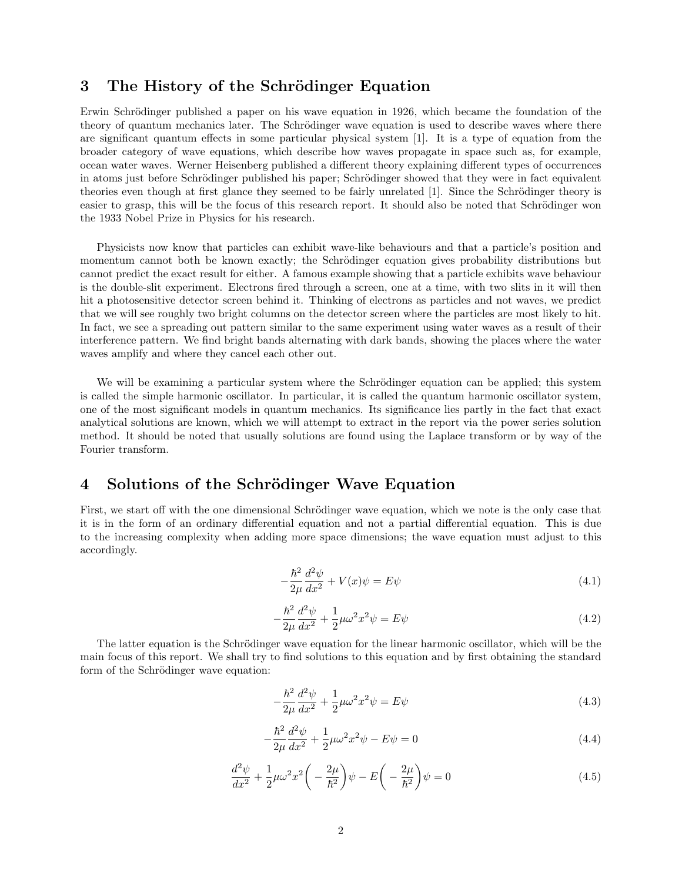## 3 The History of the Schrödinger Equation

Erwin Schrödinger published a paper on his wave equation in 1926, which became the foundation of the theory of quantum mechanics later. The Schrödinger wave equation is used to describe waves where there are significant quantum effects in some particular physical system [1]. It is a type of equation from the broader category of wave equations, which describe how waves propagate in space such as, for example, ocean water waves. Werner Heisenberg published a different theory explaining different types of occurrences in atoms just before Schrödinger published his paper; Schrödinger showed that they were in fact equivalent theories even though at first glance they seemed to be fairly unrelated [1]. Since the Schrödinger theory is easier to grasp, this will be the focus of this research report. It should also be noted that Schrödinger won the 1933 Nobel Prize in Physics for his research.

Physicists now know that particles can exhibit wave-like behaviours and that a particle's position and momentum cannot both be known exactly; the Schrödinger equation gives probability distributions but cannot predict the exact result for either. A famous example showing that a particle exhibits wave behaviour is the double-slit experiment. Electrons fired through a screen, one at a time, with two slits in it will then hit a photosensitive detector screen behind it. Thinking of electrons as particles and not waves, we predict that we will see roughly two bright columns on the detector screen where the particles are most likely to hit. In fact, we see a spreading out pattern similar to the same experiment using water waves as a result of their interference pattern. We find bright bands alternating with dark bands, showing the places where the water waves amplify and where they cancel each other out.

We will be examining a particular system where the Schrödinger equation can be applied; this system is called the simple harmonic oscillator. In particular, it is called the quantum harmonic oscillator system, one of the most significant models in quantum mechanics. Its significance lies partly in the fact that exact analytical solutions are known, which we will attempt to extract in the report via the power series solution method. It should be noted that usually solutions are found using the Laplace transform or by way of the Fourier transform.

## 4 Solutions of the Schrödinger Wave Equation

First, we start off with the one dimensional Schrödinger wave equation, which we note is the only case that it is in the form of an ordinary differential equation and not a partial differential equation. This is due to the increasing complexity when adding more space dimensions; the wave equation must adjust to this accordingly.

$$-\frac{\hbar^2}{2\mu}\frac{d^2\psi}{dx^2} + V(x)\psi = E\psi \tag{4.1}$$

$$-\frac{\hbar^2}{2\mu}\frac{d^2\psi}{dx^2} + \frac{1}{2}\mu\omega^2x^2\psi = E\psi \tag{4.2}$$

The latter equation is the Schrödinger wave equation for the linear harmonic oscillator, which will be the main focus of this report. We shall try to find solutions to this equation and by first obtaining the standard form of the Schrödinger wave equation:

$$-\frac{\hbar^2}{2\mu}\frac{d^2\psi}{dx^2} + \frac{1}{2}\mu\omega^2x^2\psi = E\psi \tag{4.3}$$

$$-\frac{\hbar^2}{2\mu}\frac{d^2\psi}{dx^2} + \frac{1}{2}\mu\omega^2x^2\psi - E\psi = 0 \tag{4.4}$$

$$\frac{d^2\psi}{dx^2} + \frac{1}{2}\mu\omega^2x^2\left(-\frac{2\mu}{\hbar^2}\right)\psi - E\left(-\frac{2\mu}{\hbar^2}\right)\psi = 0 \tag{4.5}$$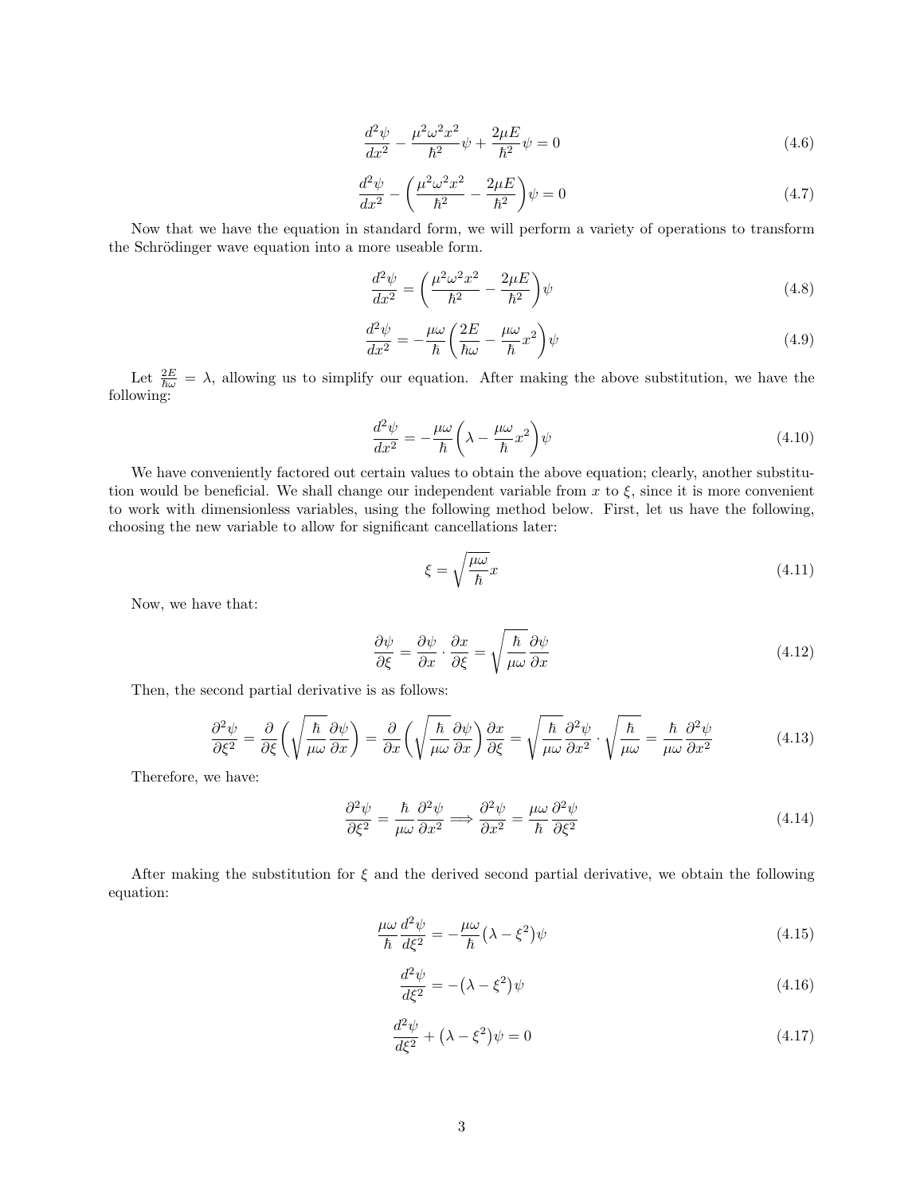$$\frac{d^2\psi}{dx^2} - \frac{\mu^2\omega^2 x^2}{\hbar^2}\psi + \frac{2\mu E}{\hbar^2}\psi = 0 \tag{4.6}$$

$$\frac{d^2\psi}{dx^2} - \left(\frac{\mu^2\omega^2 x^2}{\hbar^2} - \frac{2\mu E}{\hbar^2}\right)\psi = 0 \tag{4.7}$$

Now that we have the equation in standard form, we will perform a variety of operations to transform the Schrödinger wave equation into a more useable form.

$$\frac{d^2\psi}{dx^2} = \left(\frac{\mu^2\omega^2 x^2}{\hbar^2} - \frac{2\mu E}{\hbar^2}\right)\psi \tag{4.8}$$

$$\frac{d^2\psi}{dx^2} = -\frac{\mu\omega}{\hbar}\left(\frac{2E}{\hbar\omega} - \frac{\mu\omega}{\hbar}x^2\right)\psi \tag{4.9}$$

Let $\frac{2E}{\hbar\omega} = \lambda$, allowing us to simplify our equation. After making the above substitution, we have the following:

$$\frac{d^2\psi}{dx^2} = -\frac{\mu\omega}{\hbar}\left(\lambda - \frac{\mu\omega}{\hbar}x^2\right)\psi \tag{4.10}$$

We have conveniently factored out certain values to obtain the above equation; clearly, another substitution would be beneficial. We shall change our independent variable from $x$ to $\xi$, since it is more convenient to work with dimensionless variables, using the following method below. First, let us have the following, choosing the new variable to allow for significant cancellations later:

$$\xi = \sqrt{\frac{\mu\omega}{\hbar}}x \tag{4.11}$$

Now, we have that:

$$\frac{\partial\psi}{\partial\xi} = \frac{\partial\psi}{\partial x} \cdot \frac{\partial x}{\partial\xi} = \sqrt{\frac{\hbar}{\mu\omega}}\frac{\partial\psi}{\partial x} \tag{4.12}$$

Then, the second partial derivative is as follows:

$$\frac{\partial^2\psi}{\partial\xi^2} = \frac{\partial}{\partial\xi}\left(\sqrt{\frac{\hbar}{\mu\omega}}\frac{\partial\psi}{\partial x}\right) = \frac{\partial}{\partial x}\left(\sqrt{\frac{\hbar}{\mu\omega}}\frac{\partial\psi}{\partial x}\right)\frac{\partial x}{\partial\xi} = \sqrt{\frac{\hbar}{\mu\omega}}\frac{\partial^2\psi}{\partial x^2} \cdot \sqrt{\frac{\hbar}{\mu\omega}} = \frac{\hbar}{\mu\omega}\frac{\partial^2\psi}{\partial x^2} \tag{4.13}$$

Therefore, we have:

$$\frac{\partial^2\psi}{\partial\xi^2} = \frac{\hbar}{\mu\omega}\frac{\partial^2\psi}{\partial x^2} \Longrightarrow \frac{\partial^2\psi}{\partial x^2} = \frac{\mu\omega}{\hbar}\frac{\partial^2\psi}{\partial\xi^2} \tag{4.14}$$

After making the substitution for $\xi$ and the derived second partial derivative, we obtain the following equation:

$$\frac{\mu\omega}{\hbar}\frac{d^2\psi}{d\xi^2} = -\frac{\mu\omega}{\hbar}\left(\lambda - \xi^2\right)\psi \tag{4.15}$$

$$\frac{d^2\psi}{d\xi^2} = -\left(\lambda - \xi^2\right)\psi \tag{4.16}$$

$$\frac{d^2\psi}{d\xi^2} + \left(\lambda - \xi^2\right)\psi = 0 \tag{4.17}$$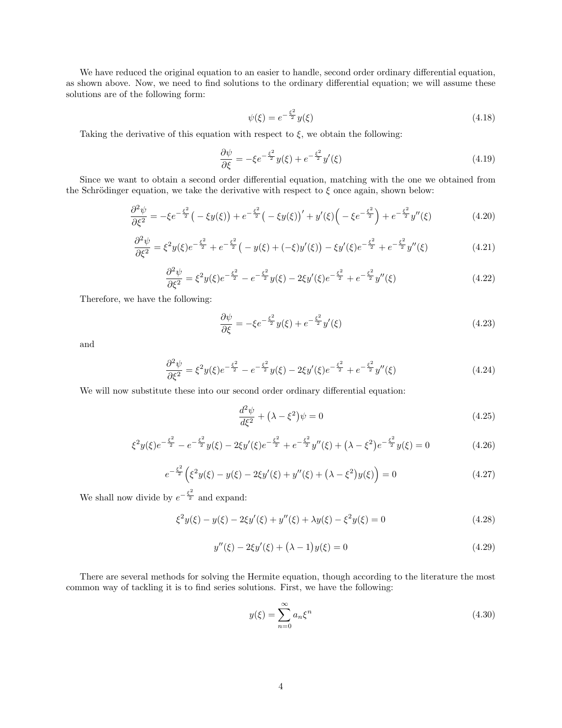We have reduced the original equation to an easier to handle, second order ordinary differential equation, as shown above. Now, we need to find solutions to the ordinary differential equation; we will assume these solutions are of the following form:

$$\psi(\xi) = e^{-\frac{\xi^2}{2}} y(\xi) \tag{4.18}$$

Taking the derivative of this equation with respect to $\xi$, we obtain the following:

$$\frac{\partial \psi}{\partial \xi} = -\xi e^{-\frac{\xi^2}{2}} y(\xi) + e^{-\frac{\xi^2}{2}} y'(\xi) \tag{4.19}$$

Since we want to obtain a second order differential equation, matching with the one we obtained from the Schrödinger equation, we take the derivative with respect to $\xi$ once again, shown below:

$$\frac{\partial^2 \psi}{\partial \xi^2} = -\xi e^{-\frac{\xi^2}{2}} \big( -\xi y(\xi) \big) + e^{-\frac{\xi^2}{2}} \big( -\xi y(\xi) \big)' + y'(\xi) \Big( -\xi e^{-\frac{\xi^2}{2}} \Big) + e^{-\frac{\xi^2}{2}} y''(\xi) \tag{4.20}$$

$$\frac{\partial^2 \psi}{\partial \xi^2} = \xi^2 y(\xi) e^{-\frac{\xi^2}{2}} + e^{-\frac{\xi^2}{2}} \big( -y(\xi) + (-\xi) y'(\xi) \big) - \xi y'(\xi) e^{-\frac{\xi^2}{2}} + e^{-\frac{\xi^2}{2}} y''(\xi) \tag{4.21}$$

$$\frac{\partial^2 \psi}{\partial \xi^2} = \xi^2 y(\xi) e^{-\frac{\xi^2}{2}} - e^{-\frac{\xi^2}{2}} y(\xi) - 2\xi y'(\xi) e^{-\frac{\xi^2}{2}} + e^{-\frac{\xi^2}{2}} y''(\xi) \tag{4.22}$$

Therefore, we have the following:

$$\frac{\partial \psi}{\partial \xi} = -\xi e^{-\frac{\xi^2}{2}} y(\xi) + e^{-\frac{\xi^2}{2}} y'(\xi) \tag{4.23}$$

and

$$\frac{\partial^2 \psi}{\partial \xi^2} = \xi^2 y(\xi) e^{-\frac{\xi^2}{2}} - e^{-\frac{\xi^2}{2}} y(\xi) - 2\xi y'(\xi) e^{-\frac{\xi^2}{2}} + e^{-\frac{\xi^2}{2}} y''(\xi) \tag{4.24}$$

We will now substitute these into our second order ordinary differential equation:

$$\frac{d^2 \psi}{d\xi^2} + \big(\lambda - \xi^2\big)\psi = 0 \tag{4.25}$$

$$\xi^2 y(\xi) e^{-\frac{\xi^2}{2}} - e^{-\frac{\xi^2}{2}} y(\xi) - 2\xi y'(\xi) e^{-\frac{\xi^2}{2}} + e^{-\frac{\xi^2}{2}} y''(\xi) + \big(\lambda - \xi^2\big) e^{-\frac{\xi^2}{2}} y(\xi) = 0 \tag{4.26}$$

$$e^{-\frac{\xi^2}{2}} \Big( \xi^2 y(\xi) - y(\xi) - 2\xi y'(\xi) + y''(\xi) + \big(\lambda - \xi^2\big) y(\xi) \Big) = 0 \tag{4.27}$$

We shall now divide by $e^{-\frac{\xi^2}{2}}$ and expand:

$$\xi^2 y(\xi) - y(\xi) - 2\xi y'(\xi) + y''(\xi) + \lambda y(\xi) - \xi^2 y(\xi) = 0 \tag{4.28}$$

$$y''(\xi) - 2\xi y'(\xi) + \big(\lambda - 1\big) y(\xi) = 0 \tag{4.29}$$

There are several methods for solving the Hermite equation, though according to the literature the most common way of tackling it is to find series solutions. First, we have the following:

$$y(\xi) = \sum_{n=0}^{\infty} a_n \xi^n \tag{4.30}$$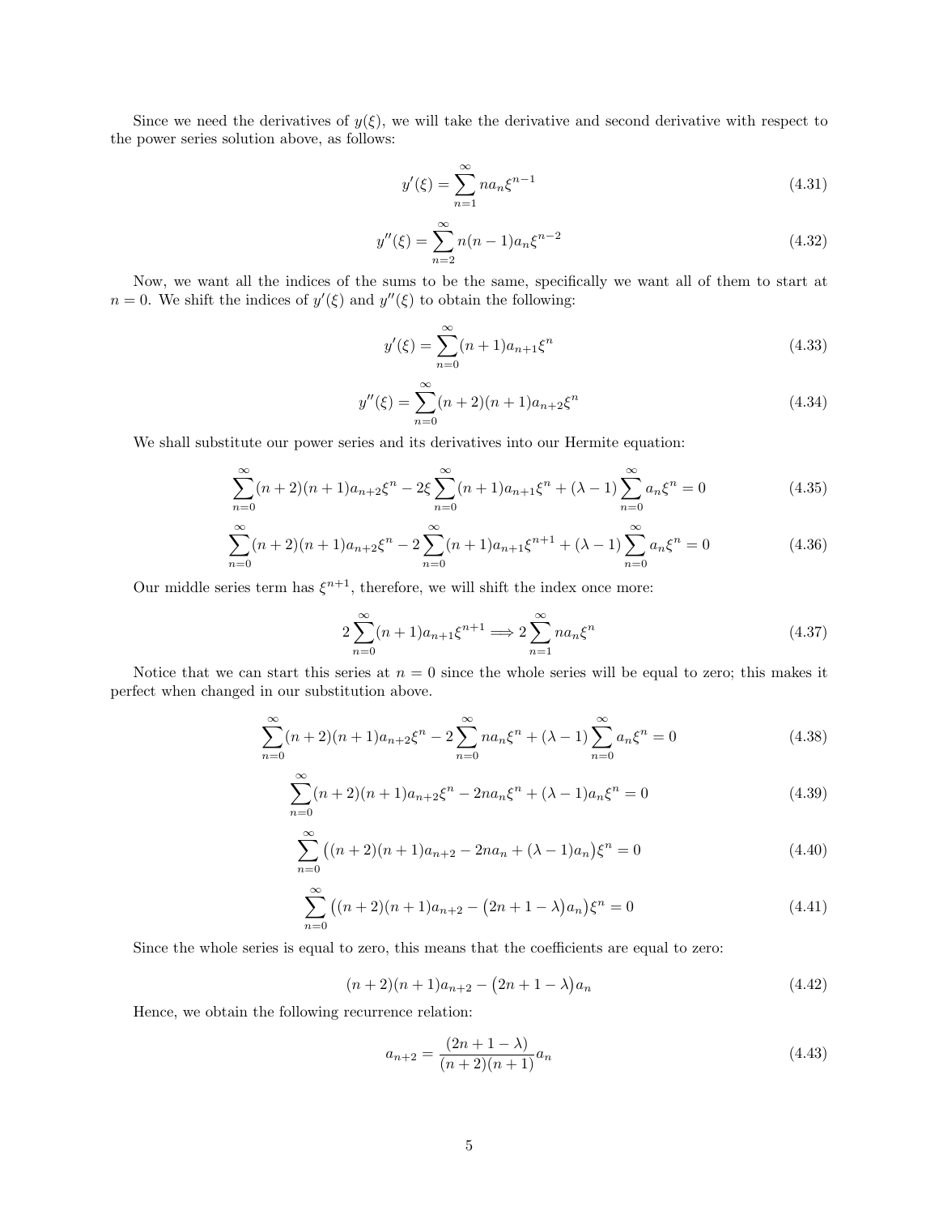Since we need the derivatives of $y(\xi)$, we will take the derivative and second derivative with respect to the power series solution above, as follows:

$$y'(\xi) = \sum_{n=1}^{\infty} n a_n \xi^{n-1} \tag{4.31}$$

$$y''(\xi) = \sum_{n=2}^{\infty} n(n-1) a_n \xi^{n-2} \tag{4.32}$$

Now, we want all the indices of the sums to be the same, specifically we want all of them to start at $n = 0$. We shift the indices of $y'(\xi)$ and $y''(\xi)$ to obtain the following:

$$y'(\xi) = \sum_{n=0}^{\infty} (n+1) a_{n+1} \xi^{n} \tag{4.33}$$

$$y''(\xi) = \sum_{n=0}^{\infty} (n+2)(n+1) a_{n+2} \xi^{n} \tag{4.34}$$

We shall substitute our power series and its derivatives into our Hermite equation:

$$\sum_{n=0}^{\infty} (n+2)(n+1) a_{n+2} \xi^{n} - 2\xi \sum_{n=0}^{\infty} (n+1) a_{n+1} \xi^{n} + (\lambda - 1) \sum_{n=0}^{\infty} a_n \xi^n = 0 \tag{4.35}$$

$$\sum_{n=0}^{\infty} (n+2)(n+1) a_{n+2} \xi^{n} - 2 \sum_{n=0}^{\infty} (n+1) a_{n+1} \xi^{n+1} + (\lambda - 1) \sum_{n=0}^{\infty} a_n \xi^n = 0 \tag{4.36}$$

Our middle series term has $\xi^{n+1}$, therefore, we will shift the index once more:

$$2 \sum_{n=0}^{\infty} (n+1) a_{n+1} \xi^{n+1} \Longrightarrow 2 \sum_{n=1}^{\infty} n a_n \xi^n \tag{4.37}$$

Notice that we can start this series at $n = 0$ since the whole series will be equal to zero; this makes it perfect when changed in our substitution above.

$$\sum_{n=0}^{\infty} (n+2)(n+1) a_{n+2} \xi^{n} - 2 \sum_{n=0}^{\infty} n a_n \xi^n + (\lambda - 1) \sum_{n=0}^{\infty} a_n \xi^n = 0 \tag{4.38}$$

$$\sum_{n=0}^{\infty} (n+2)(n+1) a_{n+2} \xi^{n} - 2 n a_n \xi^n + (\lambda - 1) a_n \xi^n = 0 \tag{4.39}$$

$$\sum_{n=0}^{\infty} \big( (n+2)(n+1) a_{n+2} - 2 n a_n + (\lambda - 1) a_n \big) \xi^n = 0 \tag{4.40}$$

$$\sum_{n=0}^{\infty} \big( (n+2)(n+1) a_{n+2} - \big(2n + 1 - \lambda\big) a_n \big) \xi^n = 0 \tag{4.41}$$

Since the whole series is equal to zero, this means that the coefficients are equal to zero:

$$(n+2)(n+1) a_{n+2} - \big(2n + 1 - \lambda\big) a_n \tag{4.42}$$

Hence, we obtain the following recurrence relation:

$$a_{n+2} = \frac{(2n + 1 - \lambda)}{(n+2)(n+1)} a_n \tag{4.43}$$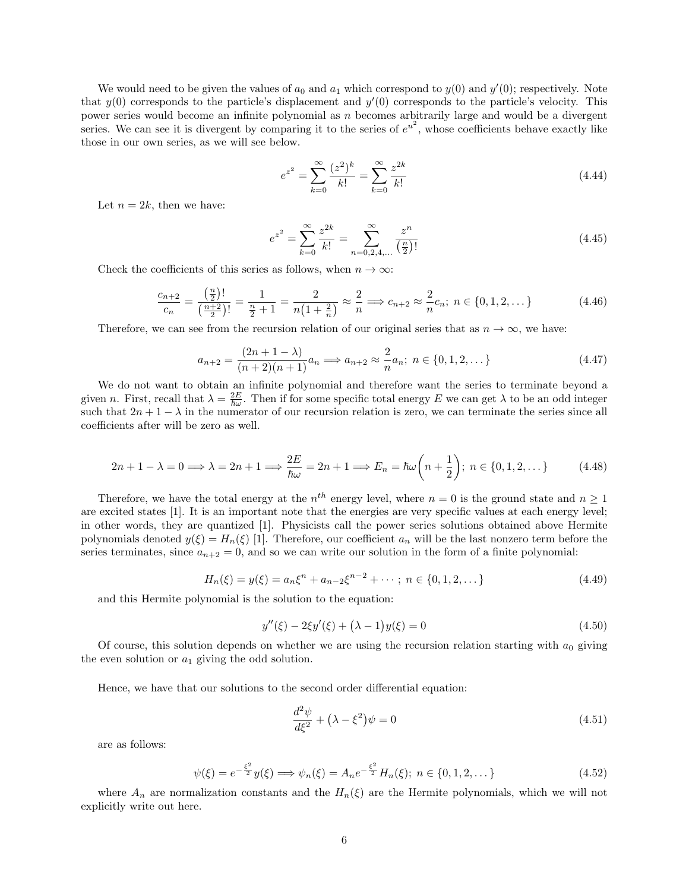We would need to be given the values of $a_0$ and $a_1$ which correspond to $y(0)$ and $y'(0)$; respectively. Note that $y(0)$ corresponds to the particle's displacement and $y'(0)$ corresponds to the particle's velocity. This power series would become an infinite polynomial as $n$ becomes arbitrarily large and would be a divergent series. We can see it is divergent by comparing it to the series of $e^{u^2}$, whose coefficients behave exactly like those in our own series, as we will see below.

$$e^{z^2} = \sum_{k=0}^{\infty} \frac{(z^2)^k}{k!} = \sum_{k=0}^{\infty} \frac{z^{2k}}{k!} \tag{4.44}$$

Let $n = 2k$, then we have:

$$e^{z^2} = \sum_{k=0}^{\infty} \frac{z^{2k}}{k!} = \sum_{n=0,2,4,\dots}^{\infty} \frac{z^n}{\left(\frac{n}{2}\right)!} \tag{4.45}$$

Check the coefficients of this series as follows, when $n \to \infty$:

$$\frac{c_{n+2}}{c_n} = \frac{\left(\frac{n}{2}\right)!}{\left(\frac{n+2}{2}\right)!} = \frac{1}{\frac{n}{2}+1} = \frac{2}{n\left(1+\frac{2}{n}\right)} \approx \frac{2}{n} \Longrightarrow c_{n+2} \approx \frac{2}{n} c_n;\ n \in \{0, 1, 2, \dots\} \tag{4.46}$$

Therefore, we can see from the recursion relation of our original series that as $n \to \infty$, we have:

$$a_{n+2} = \frac{(2n+1-\lambda)}{(n+2)(n+1)} a_n \Longrightarrow a_{n+2} \approx \frac{2}{n} a_n;\ n \in \{0, 1, 2, \dots\} \tag{4.47}$$

We do not want to obtain an infinite polynomial and therefore want the series to terminate beyond a given $n$. First, recall that $\lambda = \frac{2E}{\hbar\omega}$. Then if for some specific total energy $E$ we can get $\lambda$ to be an odd integer such that $2n + 1 - \lambda$ in the numerator of our recursion relation is zero, we can terminate the series since all coefficients after will be zero as well.

$$2n + 1 - \lambda = 0 \Longrightarrow \lambda = 2n + 1 \Longrightarrow \frac{2E}{\hbar\omega} = 2n + 1 \Longrightarrow E_n = \hbar\omega\left(n + \frac{1}{2}\right);\ n \in \{0, 1, 2, \dots\} \tag{4.48}$$

Therefore, we have the total energy at the $n^{th}$ energy level, where $n = 0$ is the ground state and $n \geq 1$ are excited states [1]. It is an important note that the energies are very specific values at each energy level; in other words, they are quantized [1]. Physicists call the power series solutions obtained above Hermite polynomials denoted $y(\xi) = H_n(\xi)$ [1]. Therefore, our coefficient $a_n$ will be the last nonzero term before the series terminates, since $a_{n+2} = 0$, and so we can write our solution in the form of a finite polynomial:

$$H_n(\xi) = y(\xi) = a_n\xi^n + a_{n-2}\xi^{n-2} + \cdots;\ n \in \{0, 1, 2, \dots\} \tag{4.49}$$

and this Hermite polynomial is the solution to the equation:

$$y''(\xi) - 2\xi y'(\xi) + \big(\lambda - 1\big)y(\xi) = 0 \tag{4.50}$$

Of course, this solution depends on whether we are using the recursion relation starting with $a_0$ giving the even solution or $a_1$ giving the odd solution.

Hence, we have that our solutions to the second order differential equation:

$$\frac{d^2\psi}{d\xi^2} + \big(\lambda - \xi^2\big)\psi = 0 \tag{4.51}$$

are as follows:

$$\psi(\xi) = e^{-\frac{\xi^2}{2}} y(\xi) \Longrightarrow \psi_n(\xi) = A_n e^{-\frac{\xi^2}{2}} H_n(\xi);\ n \in \{0, 1, 2, \dots\} \tag{4.52}$$

where $A_n$ are normalization constants and the $H_n(\xi)$ are the Hermite polynomials, which we will not explicitly write out here.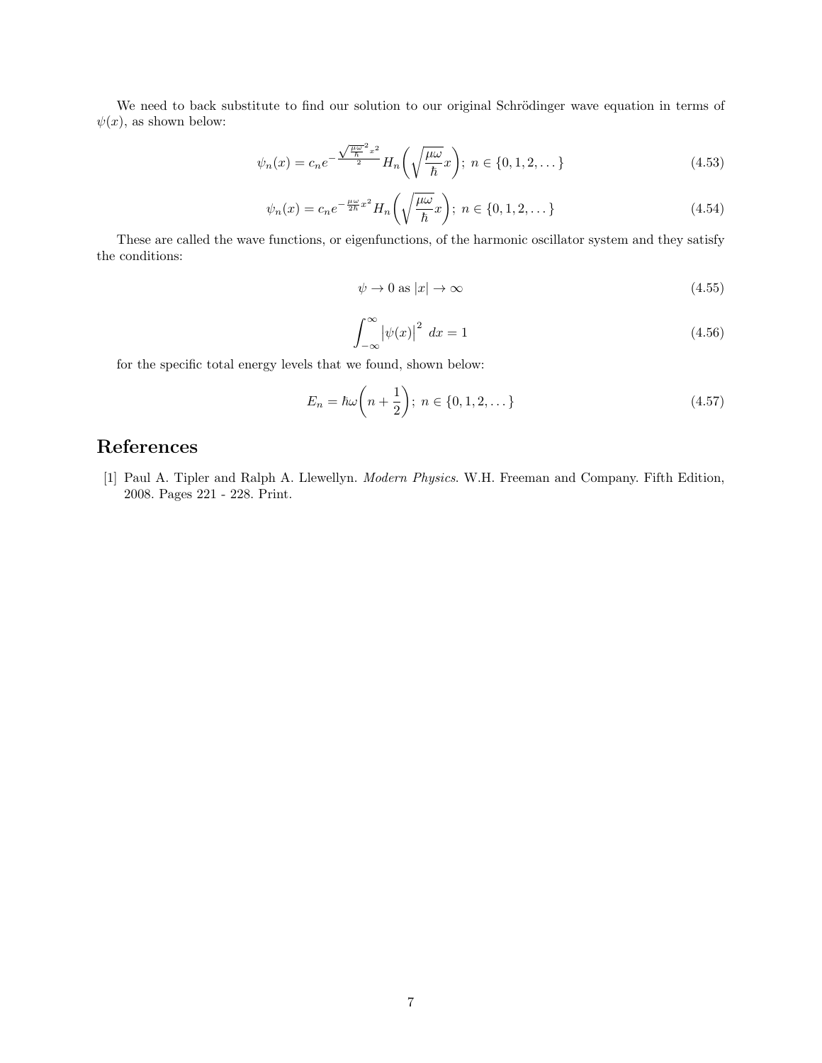We need to back substitute to find our solution to our original Schrödinger wave equation in terms of $\psi(x)$, as shown below:

$$\psi_n(x) = c_n e^{-\frac{\sqrt{\frac{\mu\omega}{\hbar}}^2 x^2}{2}} H_n\left(\sqrt{\frac{\mu\omega}{\hbar}}x\right);\ n \in \{0, 1, 2, \dots\} \tag{4.53}$$

$$\psi_n(x) = c_n e^{-\frac{\mu\omega}{2\hbar}x^2} H_n\left(\sqrt{\frac{\mu\omega}{\hbar}}x\right);\ n \in \{0, 1, 2, \dots\} \tag{4.54}$$

These are called the wave functions, or eigenfunctions, of the harmonic oscillator system and they satisfy the conditions:

$$\psi \to 0 \text{ as } |x| \to \infty \tag{4.55}$$

$$\int_{-\infty}^{\infty} \left|\psi(x)\right|^2\ dx = 1 \tag{4.56}$$

for the specific total energy levels that we found, shown below:

$$E_n = \hbar\omega\left(n + \frac{1}{2}\right);\ n \in \{0, 1, 2, \dots\} \tag{4.57}$$

## References

[1] Paul A. Tipler and Ralph A. Llewellyn. *Modern Physics*. W.H. Freeman and Company. Fifth Edition, 2008. Pages 221 - 228. Print.